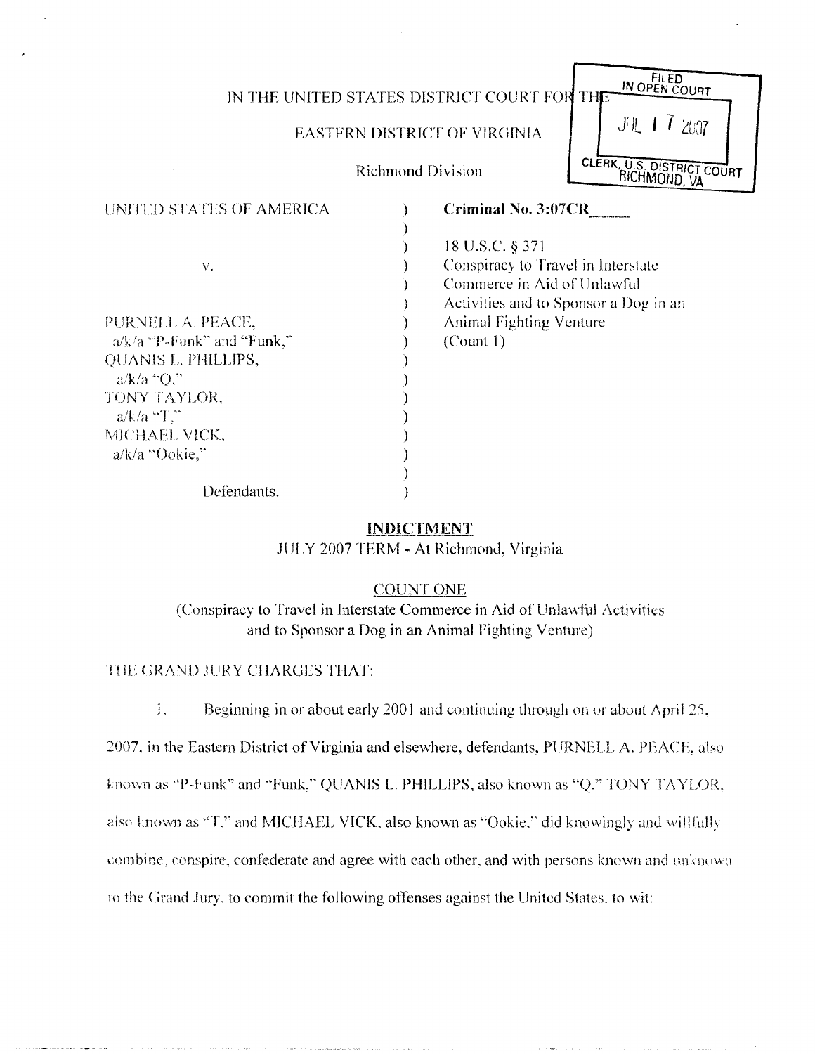IN THE UNITED STATES DISTRICT COURT FOR THE

EASTERN DISTRICT OF VIRGINIA

Richmond Division

FILED
IN OPEN COURT
JUL 17 2007
CLERK, U.S. DISTRICT COURT
RICHMOND, VA

| | | |
|---|---|---|
| UNITED STATES OF AMERICA | ) | **Criminal No. 3:07CR____** |
| | ) | |
| | ) | 18 U.S.C. § 371 |
| v. | ) | Conspiracy to Travel in Interstate |
| | ) | Commerce in Aid of Unlawful |
| | ) | Activities and to Sponsor a Dog in an |
| PURNELL A. PEACE, | ) | Animal Fighting Venture |
| a/k/a "P-Funk" and "Funk," | ) | (Count 1) |
| QUANIS L. PHILLIPS, | ) | |
| a/k/a "Q," | ) | |
| TONY TAYLOR, | ) | |
| a/k/a "T," | ) | |
| MICHAEL VICK, | ) | |
| a/k/a "Ookie," | ) | |
| | ) | |
| Defendants. | ) | |

**INDICTMENT**

JULY 2007 TERM - At Richmond, Virginia

COUNT ONE

(Conspiracy to Travel in Interstate Commerce in Aid of Unlawful Activities and to Sponsor a Dog in an Animal Fighting Venture)

THE GRAND JURY CHARGES THAT:

1. Beginning in or about early 2001 and continuing through on or about April 25, 2007, in the Eastern District of Virginia and elsewhere, defendants, PURNELL A. PEACE, also known as "P-Funk" and "Funk," QUANIS L. PHILLIPS, also known as "Q," TONY TAYLOR, also known as "T," and MICHAEL VICK, also known as "Ookie," did knowingly and willfully combine, conspire, confederate and agree with each other, and with persons known and unknown to the Grand Jury, to commit the following offenses against the United States, to wit: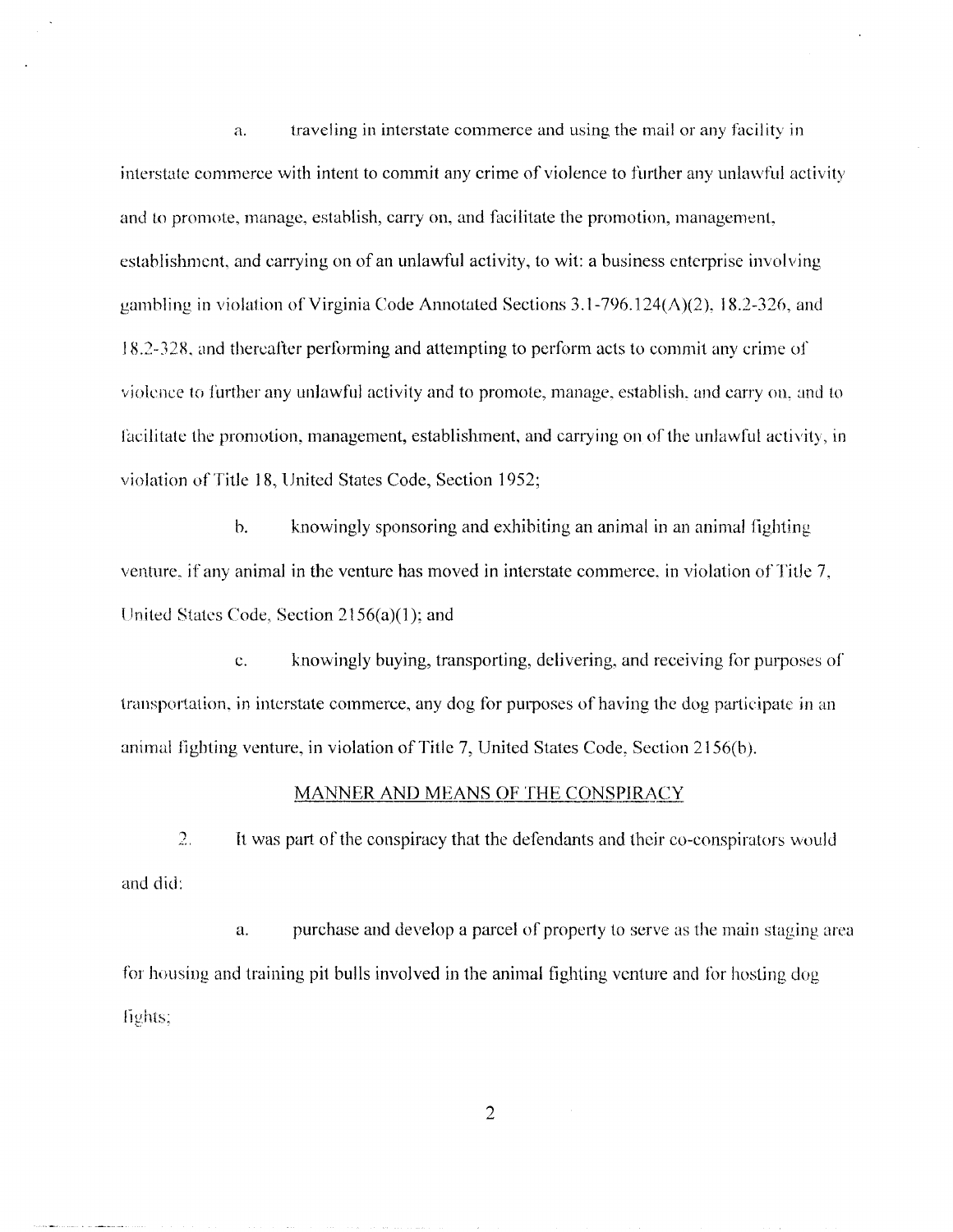a. traveling in interstate commerce and using the mail or any facility in interstate commerce with intent to commit any crime of violence to further any unlawful activity and to promote, manage, establish, carry on, and facilitate the promotion, management, establishment, and carrying on of an unlawful activity, to wit: a business enterprise involving gambling in violation of Virginia Code Annotated Sections 3.1-796.124(A)(2), 18.2-326, and 18.2-328, and thereafter performing and attempting to perform acts to commit any crime of violence to further any unlawful activity and to promote, manage, establish, and carry on, and to facilitate the promotion, management, establishment, and carrying on of the unlawful activity, in violation of Title 18, United States Code, Section 1952;

b. knowingly sponsoring and exhibiting an animal in an animal fighting venture, if any animal in the venture has moved in interstate commerce, in violation of Title 7, United States Code, Section 2156(a)(1); and

c. knowingly buying, transporting, delivering, and receiving for purposes of transportation, in interstate commerce, any dog for purposes of having the dog participate in an animal fighting venture, in violation of Title 7, United States Code, Section 2156(b).

## MANNER AND MEANS OF THE CONSPIRACY

2. It was part of the conspiracy that the defendants and their co-conspirators would and did:

a. purchase and develop a parcel of property to serve as the main staging area for housing and training pit bulls involved in the animal fighting venture and for hosting dog fights;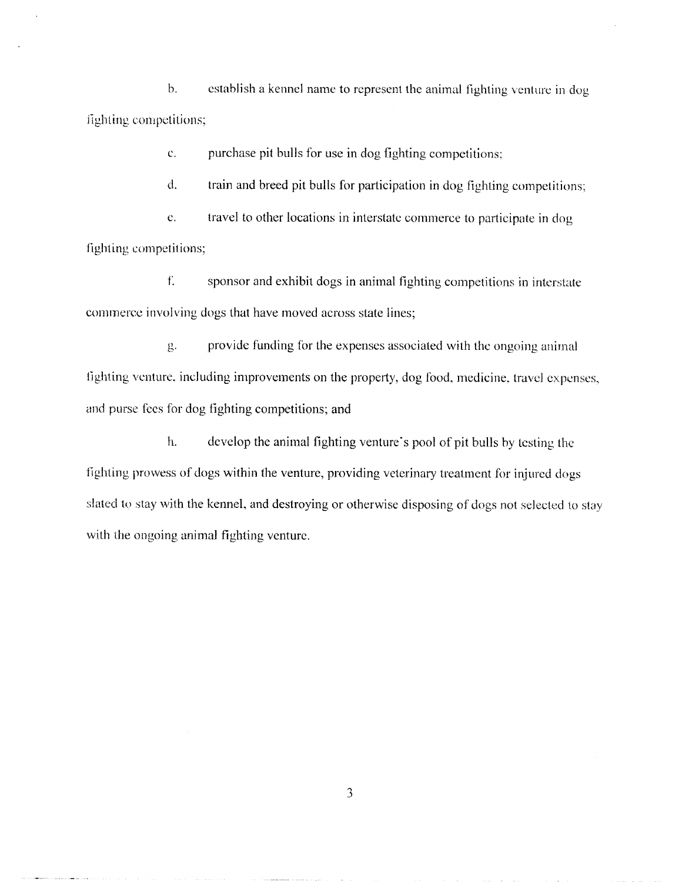b. establish a kennel name to represent the animal fighting venture in dog fighting competitions;

c. purchase pit bulls for use in dog fighting competitions;

d. train and breed pit bulls for participation in dog fighting competitions;

e. travel to other locations in interstate commerce to participate in dog fighting competitions;

f. sponsor and exhibit dogs in animal fighting competitions in interstate commerce involving dogs that have moved across state lines;

g. provide funding for the expenses associated with the ongoing animal fighting venture, including improvements on the property, dog food, medicine, travel expenses, and purse fees for dog fighting competitions; and

h. develop the animal fighting venture's pool of pit bulls by testing the fighting prowess of dogs within the venture, providing veterinary treatment for injured dogs slated to stay with the kennel, and destroying or otherwise disposing of dogs not selected to stay with the ongoing animal fighting venture.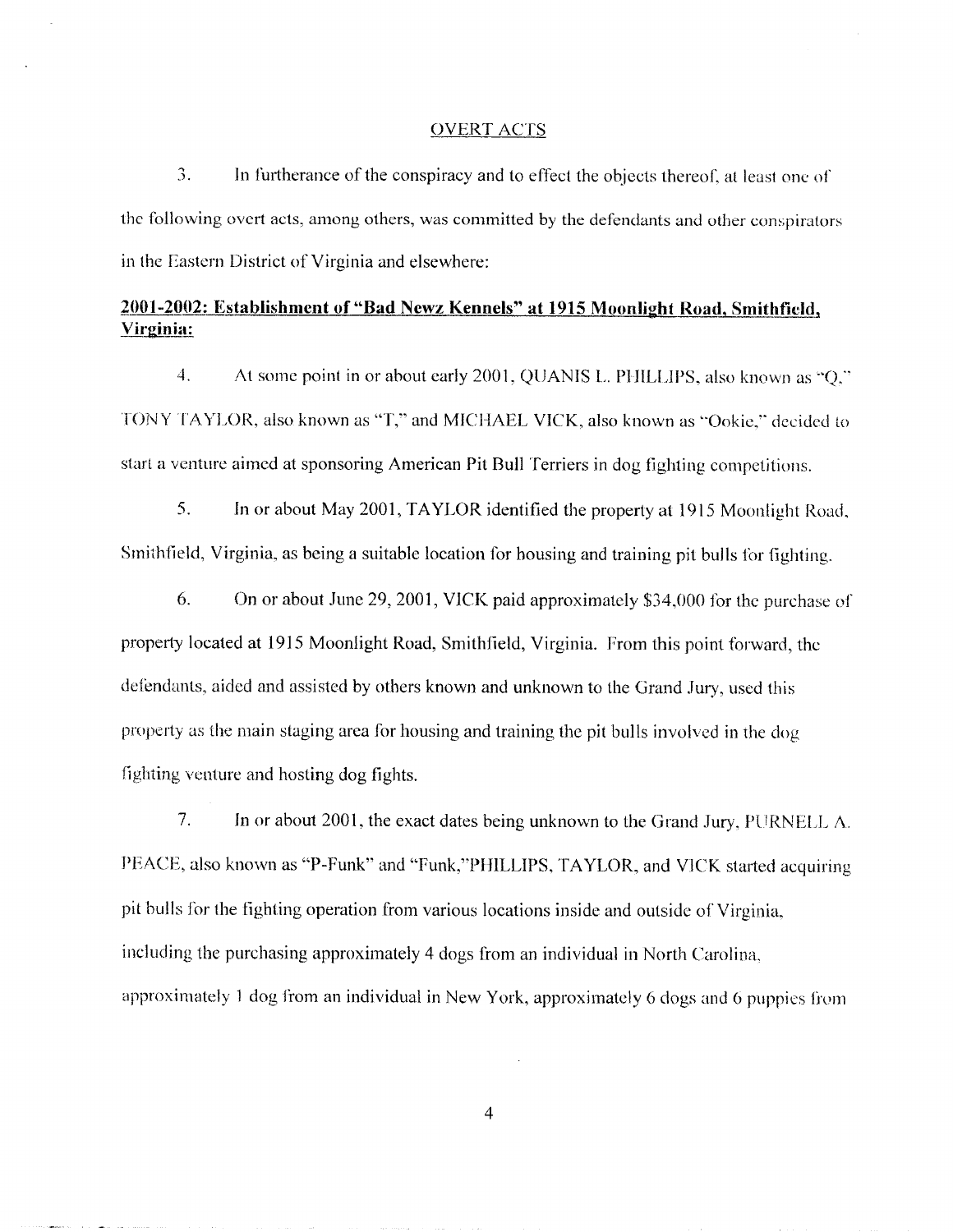## OVERT ACTS

3. In furtherance of the conspiracy and to effect the objects thereof, at least one of the following overt acts, among others, was committed by the defendants and other conspirators in the Eastern District of Virginia and elsewhere:

**2001-2002: Establishment of "Bad Newz Kennels" at 1915 Moonlight Road, Smithfield, Virginia:**

4. At some point in or about early 2001, QUANIS L. PHILLIPS, also known as "Q," TONY TAYLOR, also known as "T," and MICHAEL VICK, also known as "Ookie," decided to start a venture aimed at sponsoring American Pit Bull Terriers in dog fighting competitions.

5. In or about May 2001, TAYLOR identified the property at 1915 Moonlight Road, Smithfield, Virginia, as being a suitable location for housing and training pit bulls for fighting.

6. On or about June 29, 2001, VICK paid approximately $34,000 for the purchase of property located at 1915 Moonlight Road, Smithfield, Virginia. From this point forward, the defendants, aided and assisted by others known and unknown to the Grand Jury, used this property as the main staging area for housing and training the pit bulls involved in the dog fighting venture and hosting dog fights.

7. In or about 2001, the exact dates being unknown to the Grand Jury, PURNELL A. PEACE, also known as "P-Funk" and "Funk,"PHILLIPS, TAYLOR, and VICK started acquiring pit bulls for the fighting operation from various locations inside and outside of Virginia, including the purchasing approximately 4 dogs from an individual in North Carolina, approximately 1 dog from an individual in New York, approximately 6 dogs and 6 puppies from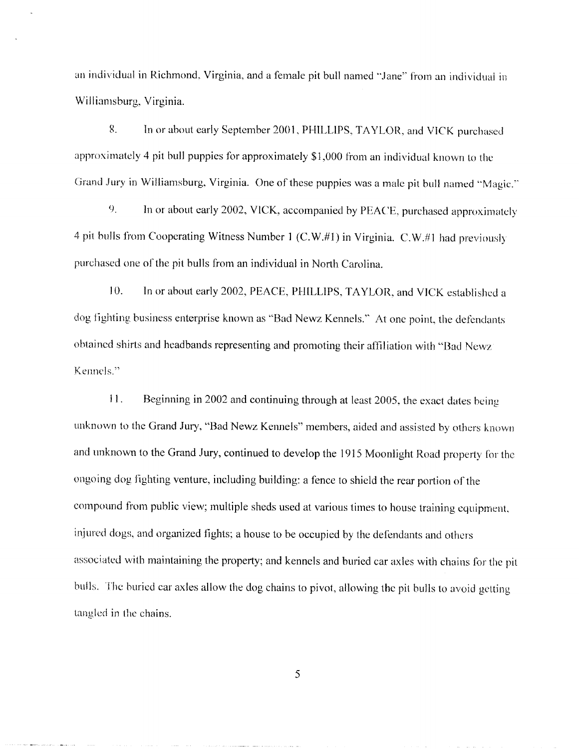an individual in Richmond, Virginia, and a female pit bull named "Jane" from an individual in Williamsburg, Virginia.

8. In or about early September 2001, PHILLIPS, TAYLOR, and VICK purchased approximately 4 pit bull puppies for approximately $1,000 from an individual known to the Grand Jury in Williamsburg, Virginia. One of these puppies was a male pit bull named "Magic."

9. In or about early 2002, VICK, accompanied by PEACE, purchased approximately 4 pit bulls from Cooperating Witness Number 1 (C.W.#1) in Virginia. C.W.#1 had previously purchased one of the pit bulls from an individual in North Carolina.

10. In or about early 2002, PEACE, PHILLIPS, TAYLOR, and VICK established a dog fighting business enterprise known as "Bad Newz Kennels." At one point, the defendants obtained shirts and headbands representing and promoting their affiliation with "Bad Newz Kennels."

11. Beginning in 2002 and continuing through at least 2005, the exact dates being unknown to the Grand Jury, "Bad Newz Kennels" members, aided and assisted by others known and unknown to the Grand Jury, continued to develop the 1915 Moonlight Road property for the ongoing dog fighting venture, including building: a fence to shield the rear portion of the compound from public view; multiple sheds used at various times to house training equipment, injured dogs, and organized fights; a house to be occupied by the defendants and others associated with maintaining the property; and kennels and buried car axles with chains for the pit bulls. The buried car axles allow the dog chains to pivot, allowing the pit bulls to avoid getting tangled in the chains.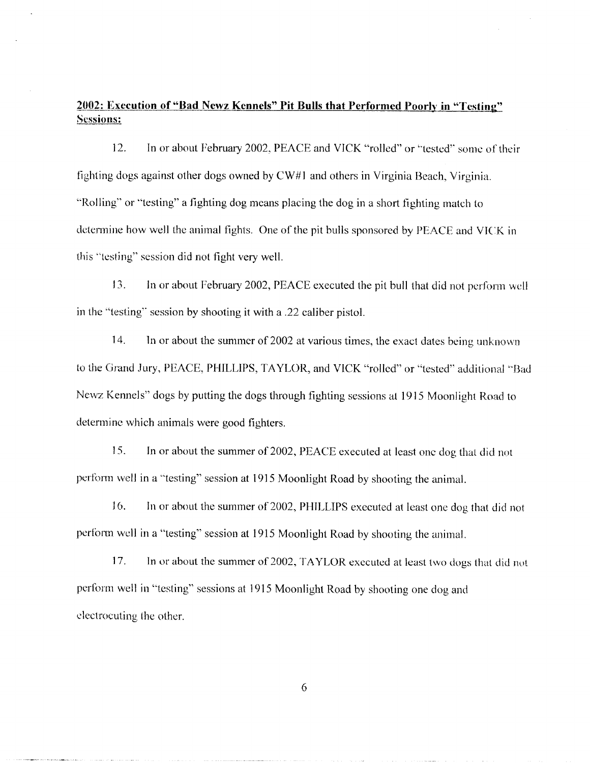**2002: Execution of "Bad Newz Kennels" Pit Bulls that Performed Poorly in "Testing" Sessions:**

12. In or about February 2002, PEACE and VICK "rolled" or "tested" some of their fighting dogs against other dogs owned by CW#1 and others in Virginia Beach, Virginia. "Rolling" or "testing" a fighting dog means placing the dog in a short fighting match to determine how well the animal fights. One of the pit bulls sponsored by PEACE and VICK in this "testing" session did not fight very well.

13. In or about February 2002, PEACE executed the pit bull that did not perform well in the "testing" session by shooting it with a .22 caliber pistol.

14. In or about the summer of 2002 at various times, the exact dates being unknown to the Grand Jury, PEACE, PHILLIPS, TAYLOR, and VICK "rolled" or "tested" additional "Bad Newz Kennels" dogs by putting the dogs through fighting sessions at 1915 Moonlight Road to determine which animals were good fighters.

15. In or about the summer of 2002, PEACE executed at least one dog that did not perform well in a "testing" session at 1915 Moonlight Road by shooting the animal.

16. In or about the summer of 2002, PHILLIPS executed at least one dog that did not perform well in a "testing" session at 1915 Moonlight Road by shooting the animal.

17. In or about the summer of 2002, TAYLOR executed at least two dogs that did not perform well in "testing" sessions at 1915 Moonlight Road by shooting one dog and electrocuting the other.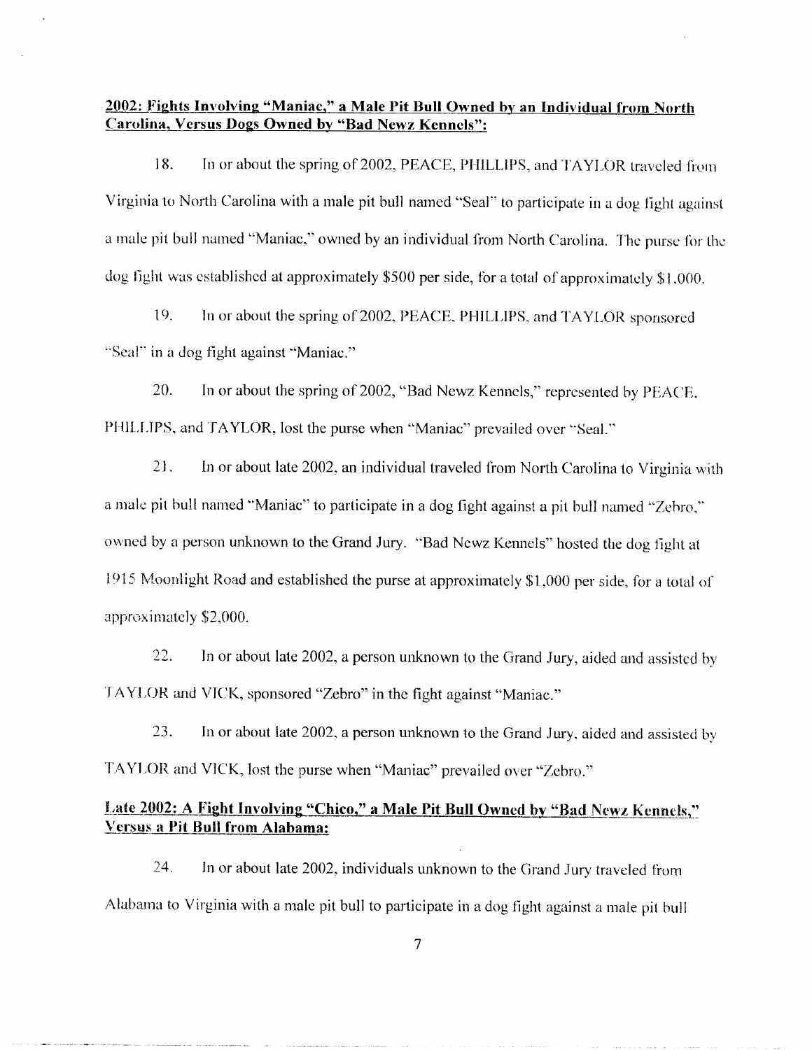**2002: Fights Involving "Maniac," a Male Pit Bull Owned by an Individual from North Carolina, Versus Dogs Owned by "Bad Newz Kennels":**

18. In or about the spring of 2002, PEACE, PHILLIPS, and TAYLOR traveled from Virginia to North Carolina with a male pit bull named "Seal" to participate in a dog fight against a male pit bull named "Maniac," owned by an individual from North Carolina. The purse for the dog fight was established at approximately $500 per side, for a total of approximately $1,000.

19. In or about the spring of 2002, PEACE, PHILLIPS, and TAYLOR sponsored "Seal" in a dog fight against "Maniac."

20. In or about the spring of 2002, "Bad Newz Kennels," represented by PEACE, PHILLIPS, and TAYLOR, lost the purse when "Maniac" prevailed over "Seal."

21. In or about late 2002, an individual traveled from North Carolina to Virginia with a male pit bull named "Maniac" to participate in a dog fight against a pit bull named "Zebro," owned by a person unknown to the Grand Jury. "Bad Newz Kennels" hosted the dog fight at 1915 Moonlight Road and established the purse at approximately $1,000 per side, for a total of approximately $2,000.

22. In or about late 2002, a person unknown to the Grand Jury, aided and assisted by TAYLOR and VICK, sponsored "Zebro" in the fight against "Maniac."

23. In or about late 2002, a person unknown to the Grand Jury, aided and assisted by TAYLOR and VICK, lost the purse when "Maniac" prevailed over "Zebro."

**Late 2002: A Fight Involving "Chico," a Male Pit Bull Owned by "Bad Newz Kennels," Versus a Pit Bull from Alabama:**

24. In or about late 2002, individuals unknown to the Grand Jury traveled from Alabama to Virginia with a male pit bull to participate in a dog fight against a male pit bull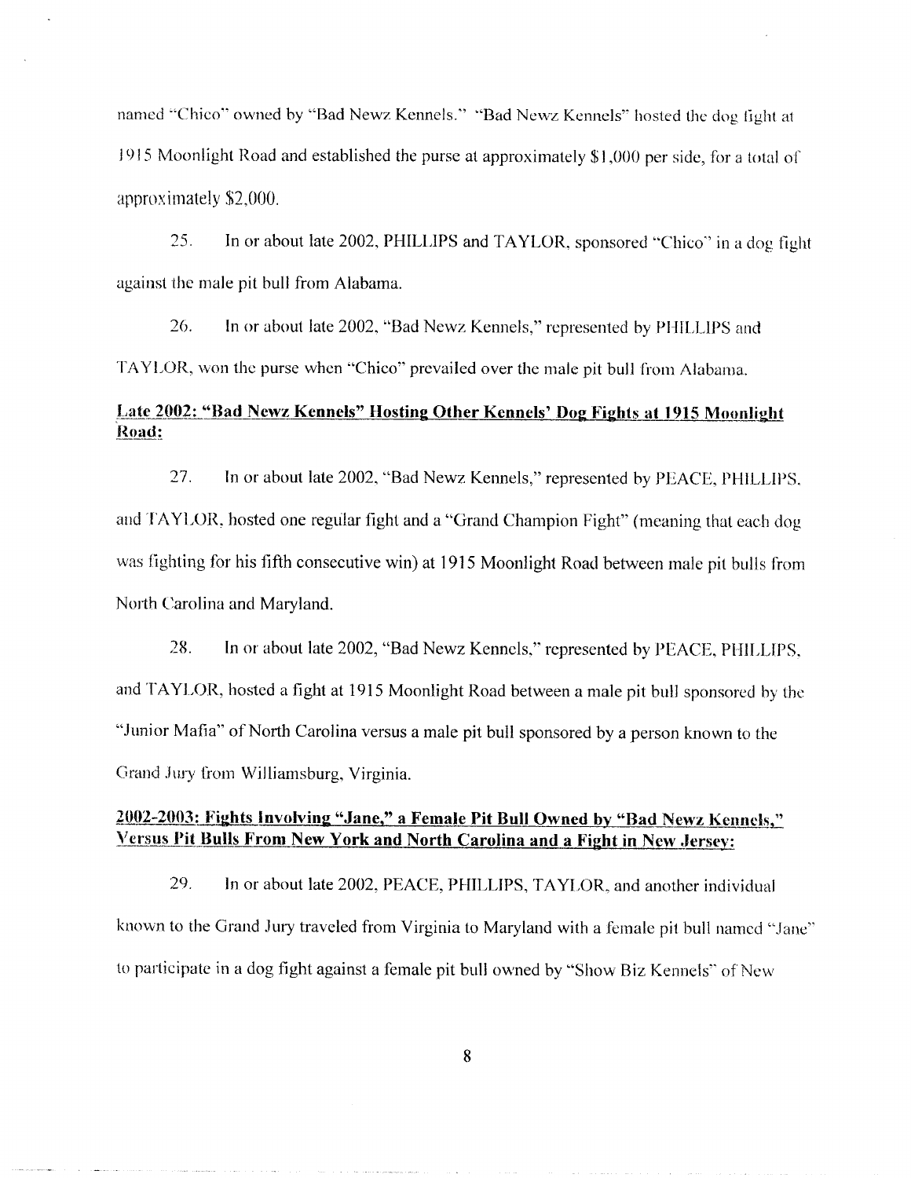named "Chico" owned by "Bad Newz Kennels." "Bad Newz Kennels" hosted the dog fight at 1915 Moonlight Road and established the purse at approximately $1,000 per side, for a total of approximately $2,000.

25. In or about late 2002, PHILLIPS and TAYLOR, sponsored "Chico" in a dog fight against the male pit bull from Alabama.

26. In or about late 2002, "Bad Newz Kennels," represented by PHILLIPS and TAYLOR, won the purse when "Chico" prevailed over the male pit bull from Alabama.

**Late 2002: "Bad Newz Kennels" Hosting Other Kennels' Dog Fights at 1915 Moonlight Road:**

27. In or about late 2002, "Bad Newz Kennels," represented by PEACE, PHILLIPS, and TAYLOR, hosted one regular fight and a "Grand Champion Fight" (meaning that each dog was fighting for his fifth consecutive win) at 1915 Moonlight Road between male pit bulls from North Carolina and Maryland.

28. In or about late 2002, "Bad Newz Kennels," represented by PEACE, PHILLIPS, and TAYLOR, hosted a fight at 1915 Moonlight Road between a male pit bull sponsored by the "Junior Mafia" of North Carolina versus a male pit bull sponsored by a person known to the Grand Jury from Williamsburg, Virginia.

**2002-2003: Fights Involving "Jane," a Female Pit Bull Owned by "Bad Newz Kennels," Versus Pit Bulls From New York and North Carolina and a Fight in New Jersey:**

29. In or about late 2002, PEACE, PHILLIPS, TAYLOR, and another individual known to the Grand Jury traveled from Virginia to Maryland with a female pit bull named "Jane" to participate in a dog fight against a female pit bull owned by "Show Biz Kennels" of New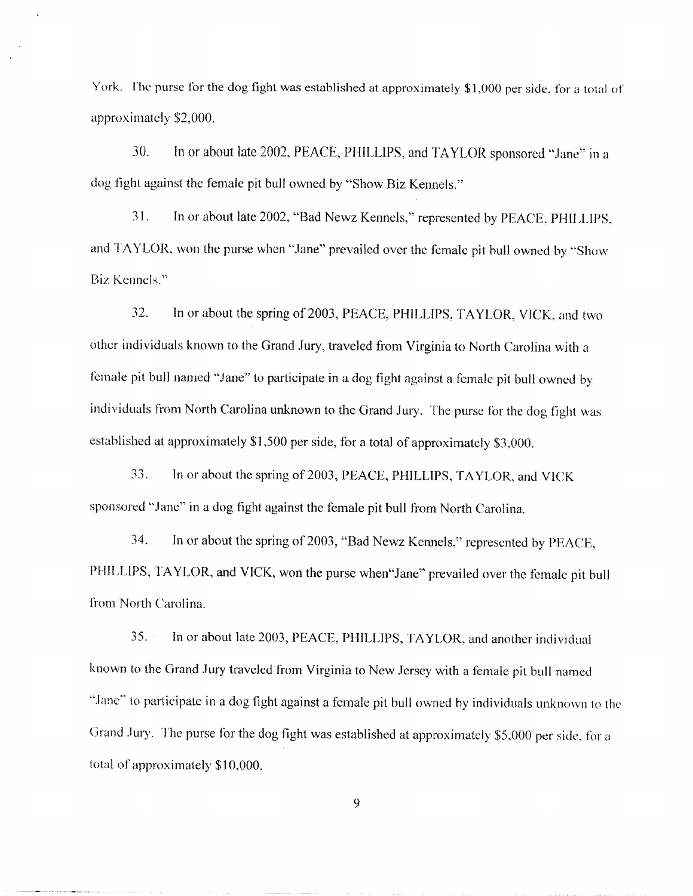York. The purse for the dog fight was established at approximately $1,000 per side, for a total of approximately $2,000.

30. In or about late 2002, PEACE, PHILLIPS, and TAYLOR sponsored "Jane" in a dog fight against the female pit bull owned by "Show Biz Kennels."

31. In or about late 2002, "Bad Newz Kennels," represented by PEACE, PHILLIPS, and TAYLOR, won the purse when "Jane" prevailed over the female pit bull owned by "Show Biz Kennels."

32. In or about the spring of 2003, PEACE, PHILLIPS, TAYLOR, VICK, and two other individuals known to the Grand Jury, traveled from Virginia to North Carolina with a female pit bull named "Jane" to participate in a dog fight against a female pit bull owned by individuals from North Carolina unknown to the Grand Jury. The purse for the dog fight was established at approximately $1,500 per side, for a total of approximately $3,000.

33. In or about the spring of 2003, PEACE, PHILLIPS, TAYLOR, and VICK sponsored "Jane" in a dog fight against the female pit bull from North Carolina.

34. In or about the spring of 2003, "Bad Newz Kennels," represented by PEACE, PHILLIPS, TAYLOR, and VICK, won the purse when"Jane" prevailed over the female pit bull from North Carolina.

35. In or about late 2003, PEACE, PHILLIPS, TAYLOR, and another individual known to the Grand Jury traveled from Virginia to New Jersey with a female pit bull named "Jane" to participate in a dog fight against a female pit bull owned by individuals unknown to the Grand Jury. The purse for the dog fight was established at approximately $5,000 per side, for a total of approximately $10,000.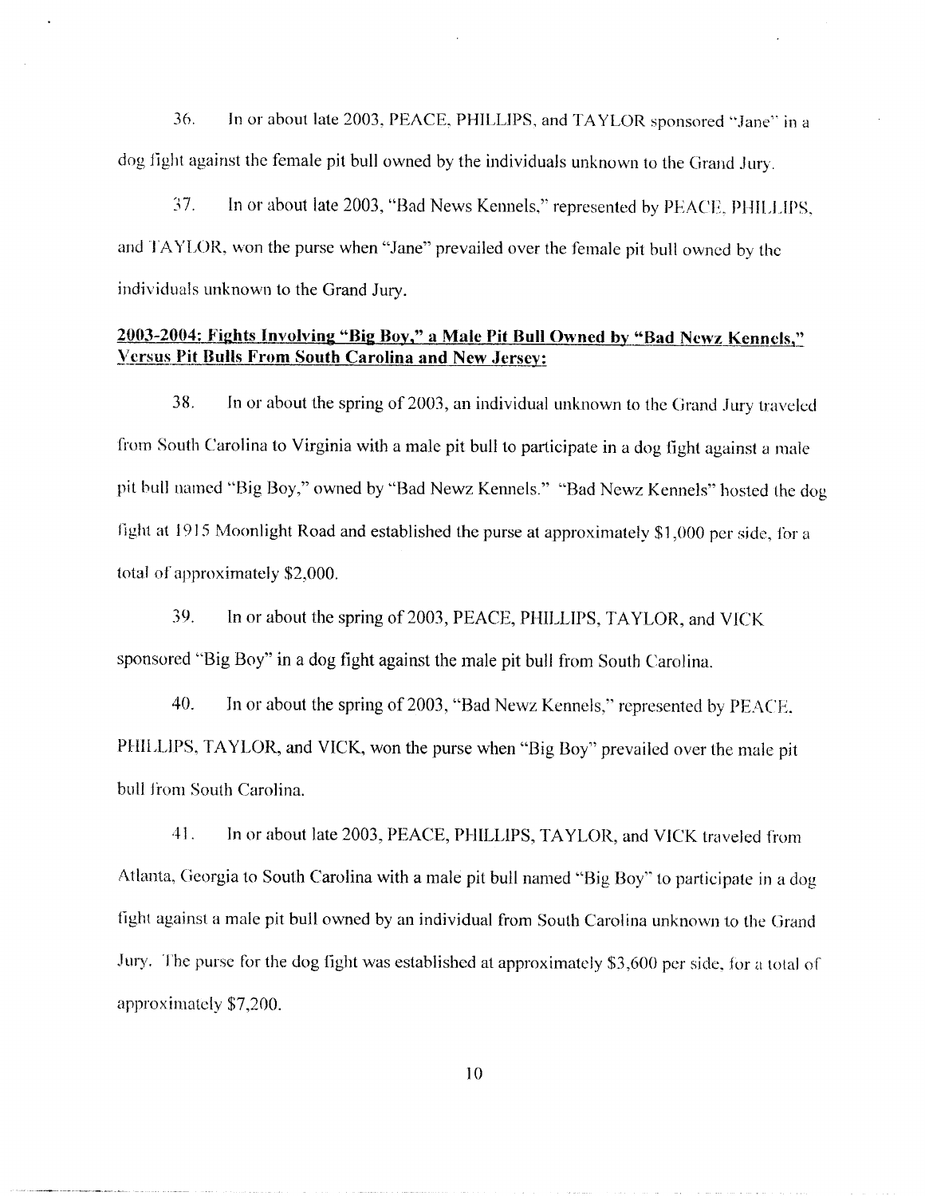36. In or about late 2003, PEACE, PHILLIPS, and TAYLOR sponsored "Jane" in a dog fight against the female pit bull owned by the individuals unknown to the Grand Jury.

37. In or about late 2003, "Bad News Kennels," represented by PEACE, PHILLIPS, and TAYLOR, won the purse when "Jane" prevailed over the female pit bull owned by the individuals unknown to the Grand Jury.

**2003-2004: Fights Involving "Big Boy," a Male Pit Bull Owned by "Bad Newz Kennels," Versus Pit Bulls From South Carolina and New Jersey:**

38. In or about the spring of 2003, an individual unknown to the Grand Jury traveled from South Carolina to Virginia with a male pit bull to participate in a dog fight against a male pit bull named "Big Boy," owned by "Bad Newz Kennels." "Bad Newz Kennels" hosted the dog fight at 1915 Moonlight Road and established the purse at approximately $1,000 per side, for a total of approximately $2,000.

39. In or about the spring of 2003, PEACE, PHILLIPS, TAYLOR, and VICK sponsored "Big Boy" in a dog fight against the male pit bull from South Carolina.

40. In or about the spring of 2003, "Bad Newz Kennels," represented by PEACE, PHILLIPS, TAYLOR, and VICK, won the purse when "Big Boy" prevailed over the male pit bull from South Carolina.

41. In or about late 2003, PEACE, PHILLIPS, TAYLOR, and VICK traveled from Atlanta, Georgia to South Carolina with a male pit bull named "Big Boy" to participate in a dog fight against a male pit bull owned by an individual from South Carolina unknown to the Grand Jury. The purse for the dog fight was established at approximately $3,600 per side, for a total of approximately $7,200.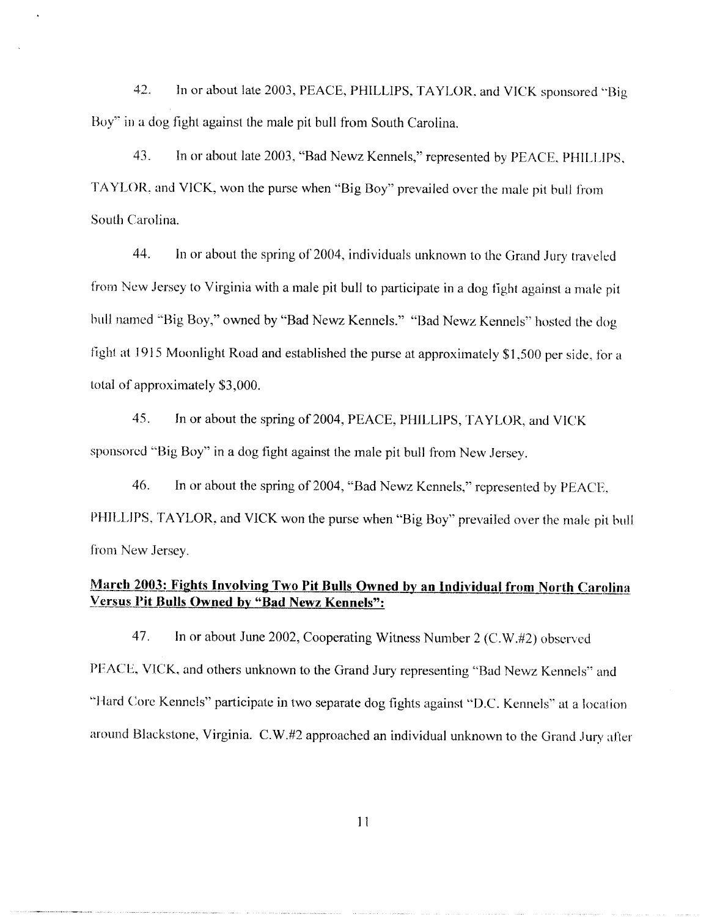42. In or about late 2003, PEACE, PHILLIPS, TAYLOR, and VICK sponsored "Big Boy" in a dog fight against the male pit bull from South Carolina.

43. In or about late 2003, "Bad Newz Kennels," represented by PEACE, PHILLIPS, TAYLOR, and VICK, won the purse when "Big Boy" prevailed over the male pit bull from South Carolina.

44. In or about the spring of 2004, individuals unknown to the Grand Jury traveled from New Jersey to Virginia with a male pit bull to participate in a dog fight against a male pit bull named "Big Boy," owned by "Bad Newz Kennels." "Bad Newz Kennels" hosted the dog fight at 1915 Moonlight Road and established the purse at approximately $1,500 per side, for a total of approximately $3,000.

45. In or about the spring of 2004, PEACE, PHILLIPS, TAYLOR, and VICK sponsored "Big Boy" in a dog fight against the male pit bull from New Jersey.

46. In or about the spring of 2004, "Bad Newz Kennels," represented by PEACE, PHILLIPS, TAYLOR, and VICK won the purse when "Big Boy" prevailed over the male pit bull from New Jersey.

**<u>March 2003: Fights Involving Two Pit Bulls Owned by an Individual from North Carolina Versus Pit Bulls Owned by "Bad Newz Kennels":</u>**

47. In or about June 2002, Cooperating Witness Number 2 (C.W.#2) observed PEACE, VICK, and others unknown to the Grand Jury representing "Bad Newz Kennels" and "Hard Core Kennels" participate in two separate dog fights against "D.C. Kennels" at a location around Blackstone, Virginia. C.W.#2 approached an individual unknown to the Grand Jury after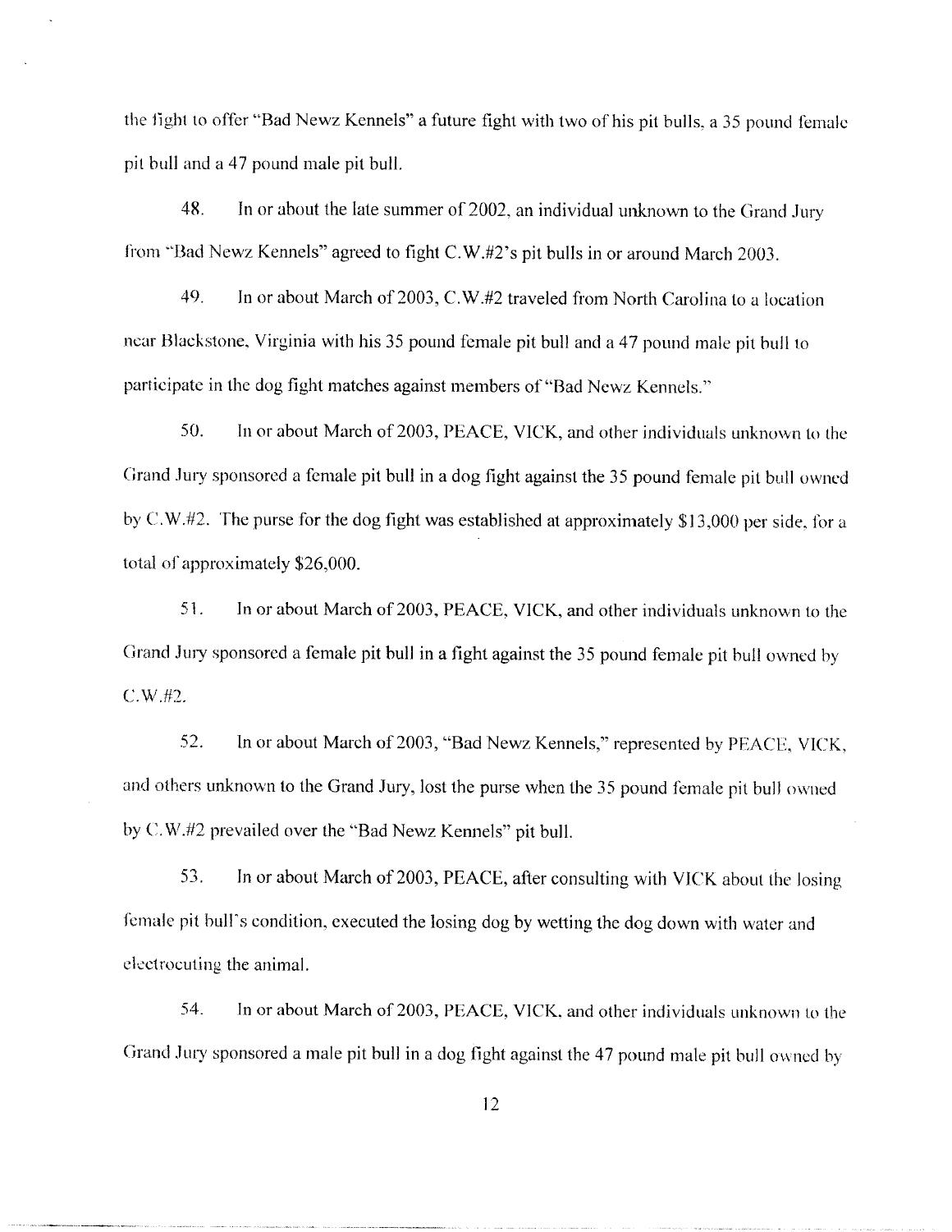the fight to offer "Bad Newz Kennels" a future fight with two of his pit bulls, a 35 pound female pit bull and a 47 pound male pit bull.

48. In or about the late summer of 2002, an individual unknown to the Grand Jury from "Bad Newz Kennels" agreed to fight C.W.#2's pit bulls in or around March 2003.

49. In or about March of 2003, C.W.#2 traveled from North Carolina to a location near Blackstone, Virginia with his 35 pound female pit bull and a 47 pound male pit bull to participate in the dog fight matches against members of "Bad Newz Kennels."

50. In or about March of 2003, PEACE, VICK, and other individuals unknown to the Grand Jury sponsored a female pit bull in a dog fight against the 35 pound female pit bull owned by C.W.#2. The purse for the dog fight was established at approximately $13,000 per side, for a total of approximately $26,000.

51. In or about March of 2003, PEACE, VICK, and other individuals unknown to the Grand Jury sponsored a female pit bull in a fight against the 35 pound female pit bull owned by C.W.#2.

52. In or about March of 2003, "Bad Newz Kennels," represented by PEACE, VICK, and others unknown to the Grand Jury, lost the purse when the 35 pound female pit bull owned by C.W.#2 prevailed over the "Bad Newz Kennels" pit bull.

53. In or about March of 2003, PEACE, after consulting with VICK about the losing female pit bull's condition, executed the losing dog by wetting the dog down with water and electrocuting the animal.

54. In or about March of 2003, PEACE, VICK, and other individuals unknown to the Grand Jury sponsored a male pit bull in a dog fight against the 47 pound male pit bull owned by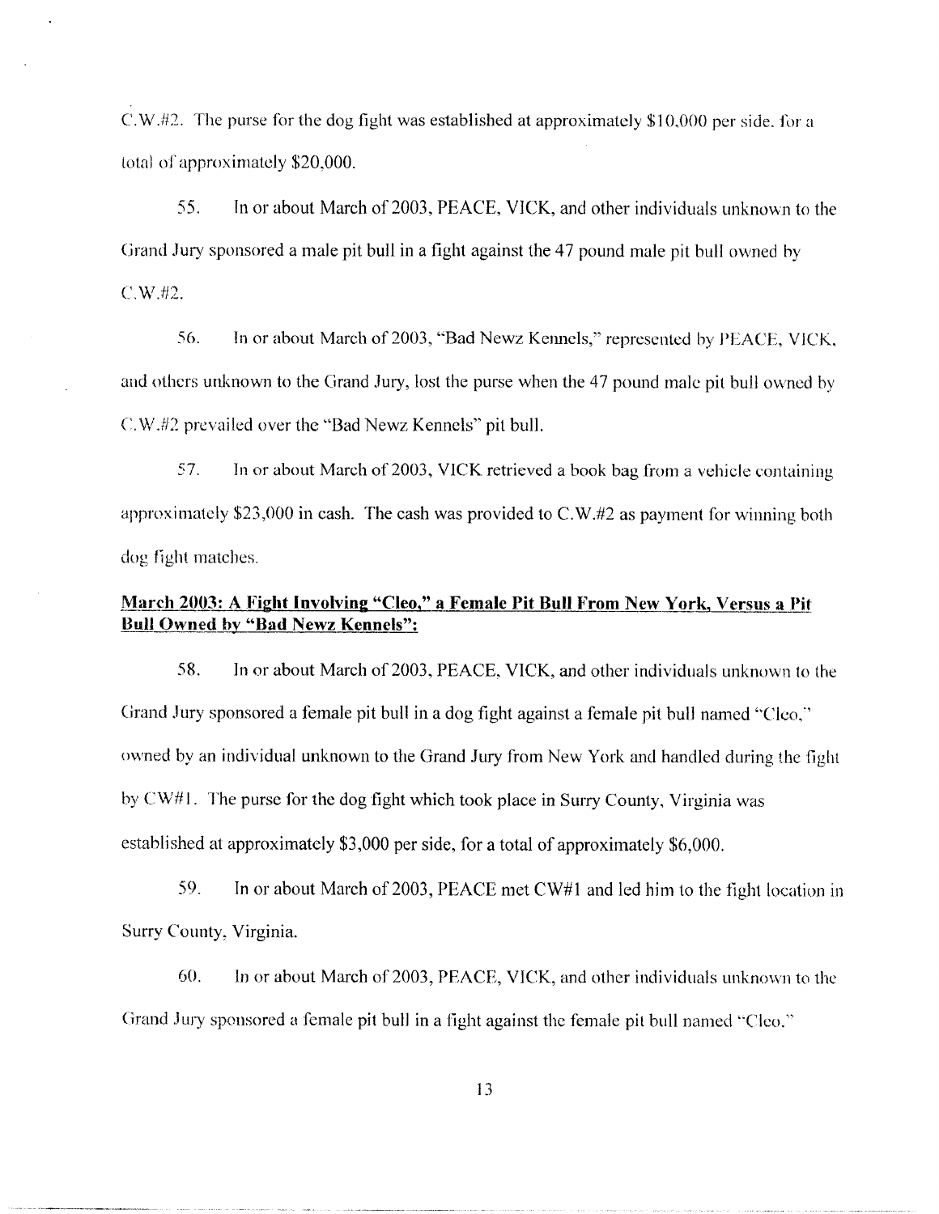C.W.#2. The purse for the dog fight was established at approximately $10,000 per side, for a total of approximately $20,000.

55. In or about March of 2003, PEACE, VICK, and other individuals unknown to the Grand Jury sponsored a male pit bull in a fight against the 47 pound male pit bull owned by C.W.#2.

56. In or about March of 2003, "Bad Newz Kennels," represented by PEACE, VICK, and others unknown to the Grand Jury, lost the purse when the 47 pound male pit bull owned by C.W.#2 prevailed over the "Bad Newz Kennels" pit bull.

57. In or about March of 2003, VICK retrieved a book bag from a vehicle containing approximately $23,000 in cash. The cash was provided to C.W.#2 as payment for winning both dog fight matches.

**March 2003: A Fight Involving "Cleo," a Female Pit Bull From New York, Versus a Pit Bull Owned by "Bad Newz Kennels":**

58. In or about March of 2003, PEACE, VICK, and other individuals unknown to the Grand Jury sponsored a female pit bull in a dog fight against a female pit bull named "Cleo," owned by an individual unknown to the Grand Jury from New York and handled during the fight by CW#1. The purse for the dog fight which took place in Surry County, Virginia was established at approximately $3,000 per side, for a total of approximately $6,000.

59. In or about March of 2003, PEACE met CW#1 and led him to the fight location in Surry County, Virginia.

60. In or about March of 2003, PEACE, VICK, and other individuals unknown to the Grand Jury sponsored a female pit bull in a fight against the female pit bull named "Cleo."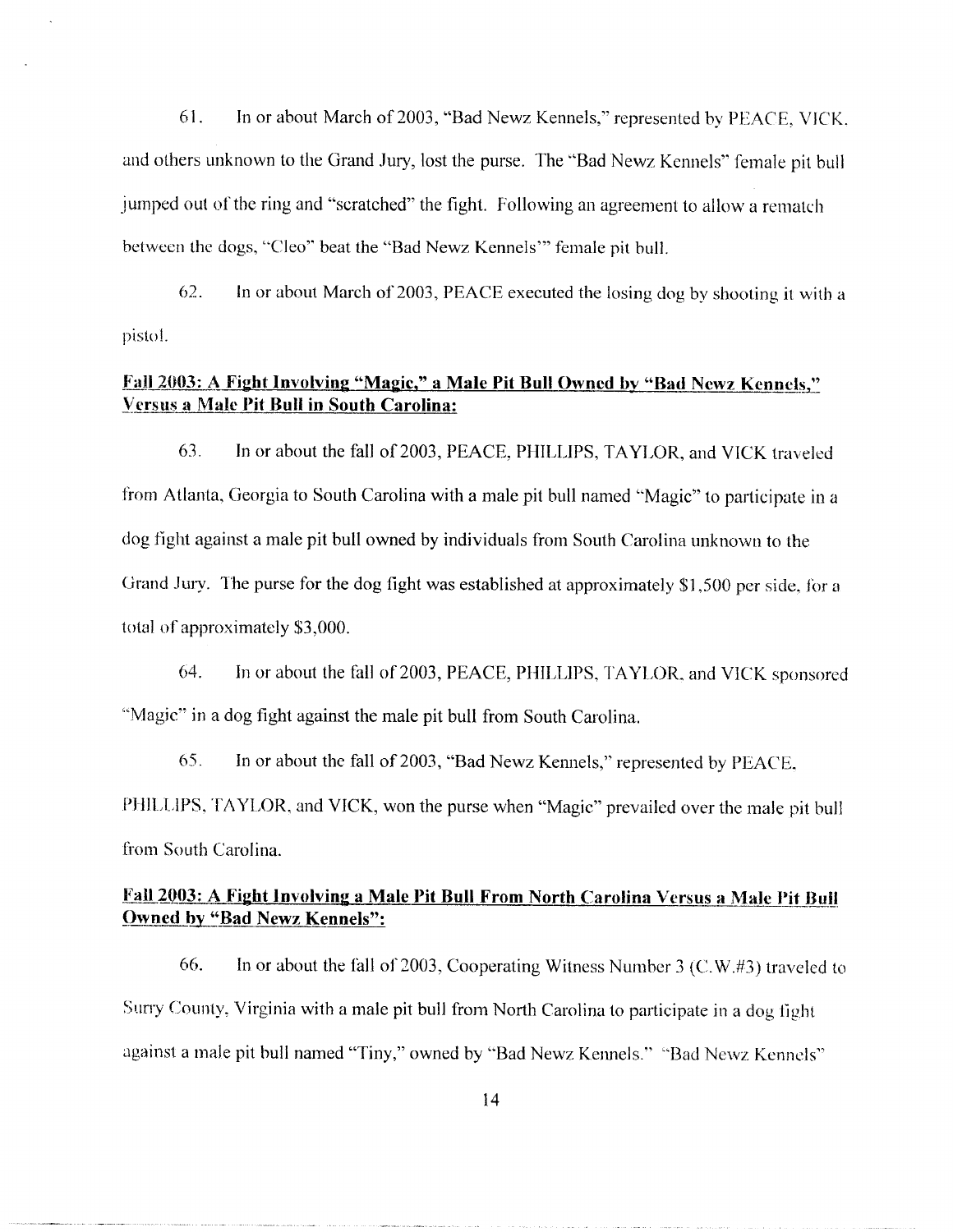61. In or about March of 2003, "Bad Newz Kennels," represented by PEACE, VICK, and others unknown to the Grand Jury, lost the purse. The "Bad Newz Kennels" female pit bull jumped out of the ring and "scratched" the fight. Following an agreement to allow a rematch between the dogs, "Cleo" beat the "Bad Newz Kennels'" female pit bull.

62. In or about March of 2003, PEACE executed the losing dog by shooting it with a pistol.

**Fall 2003: A Fight Involving "Magic," a Male Pit Bull Owned by "Bad Newz Kennels," Versus a Male Pit Bull in South Carolina:**

63. In or about the fall of 2003, PEACE, PHILLIPS, TAYLOR, and VICK traveled from Atlanta, Georgia to South Carolina with a male pit bull named "Magic" to participate in a dog fight against a male pit bull owned by individuals from South Carolina unknown to the Grand Jury. The purse for the dog fight was established at approximately $1,500 per side, for a total of approximately $3,000.

64. In or about the fall of 2003, PEACE, PHILLIPS, TAYLOR, and VICK sponsored "Magic" in a dog fight against the male pit bull from South Carolina.

65. In or about the fall of 2003, "Bad Newz Kennels," represented by PEACE, PHILLIPS, TAYLOR, and VICK, won the purse when "Magic" prevailed over the male pit bull from South Carolina.

**Fall 2003: A Fight Involving a Male Pit Bull From North Carolina Versus a Male Pit Bull Owned by "Bad Newz Kennels":**

66. In or about the fall of 2003, Cooperating Witness Number 3 (C.W.#3) traveled to Surry County, Virginia with a male pit bull from North Carolina to participate in a dog fight against a male pit bull named "Tiny," owned by "Bad Newz Kennels." "Bad Newz Kennels"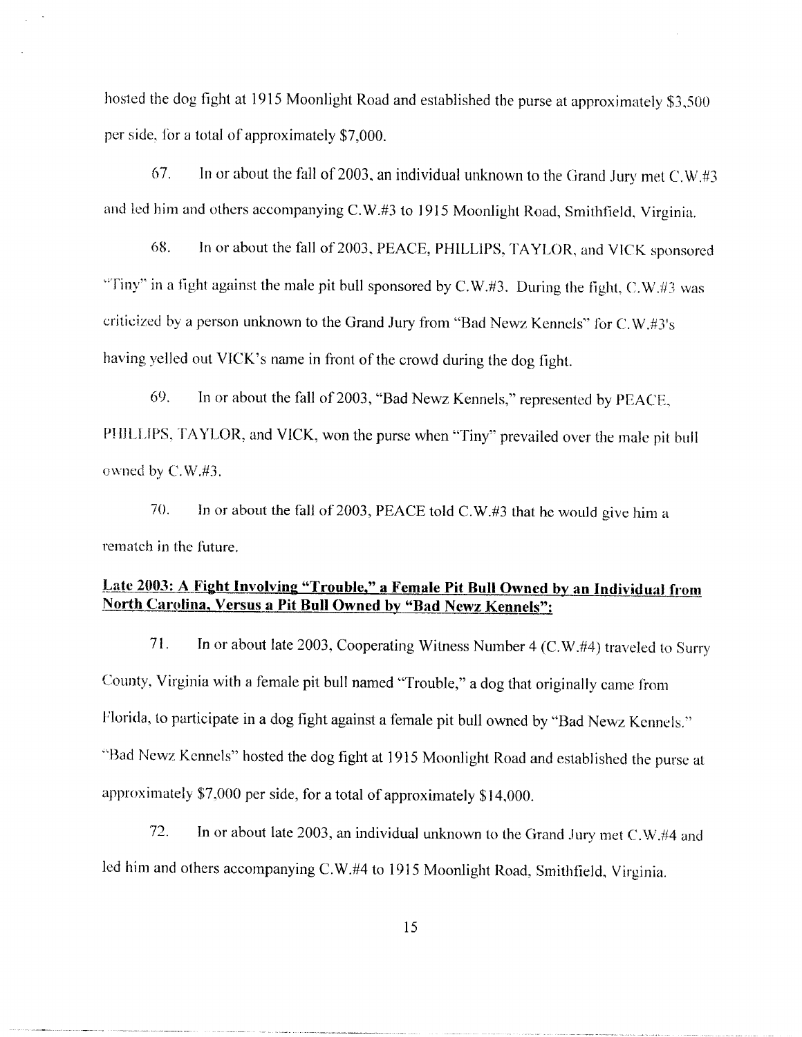hosted the dog fight at 1915 Moonlight Road and established the purse at approximately $3,500 per side, for a total of approximately $7,000.

67. In or about the fall of 2003, an individual unknown to the Grand Jury met C.W.#3 and led him and others accompanying C.W.#3 to 1915 Moonlight Road, Smithfield, Virginia.

68. In or about the fall of 2003, PEACE, PHILLIPS, TAYLOR, and VICK sponsored "Tiny" in a fight against the male pit bull sponsored by C.W.#3. During the fight, C.W.#3 was criticized by a person unknown to the Grand Jury from "Bad Newz Kennels" for C.W.#3's having yelled out VICK's name in front of the crowd during the dog fight.

69. In or about the fall of 2003, "Bad Newz Kennels," represented by PEACE, PHILLIPS, TAYLOR, and VICK, won the purse when "Tiny" prevailed over the male pit bull owned by C.W.#3.

70. In or about the fall of 2003, PEACE told C.W.#3 that he would give him a rematch in the future.

**Late 2003: A Fight Involving "Trouble," a Female Pit Bull Owned by an Individual from North Carolina, Versus a Pit Bull Owned by "Bad Newz Kennels":**

71. In or about late 2003, Cooperating Witness Number 4 (C.W.#4) traveled to Surry County, Virginia with a female pit bull named "Trouble," a dog that originally came from Florida, to participate in a dog fight against a female pit bull owned by "Bad Newz Kennels." "Bad Newz Kennels" hosted the dog fight at 1915 Moonlight Road and established the purse at approximately $7,000 per side, for a total of approximately $14,000.

72. In or about late 2003, an individual unknown to the Grand Jury met C.W.#4 and led him and others accompanying C.W.#4 to 1915 Moonlight Road, Smithfield, Virginia.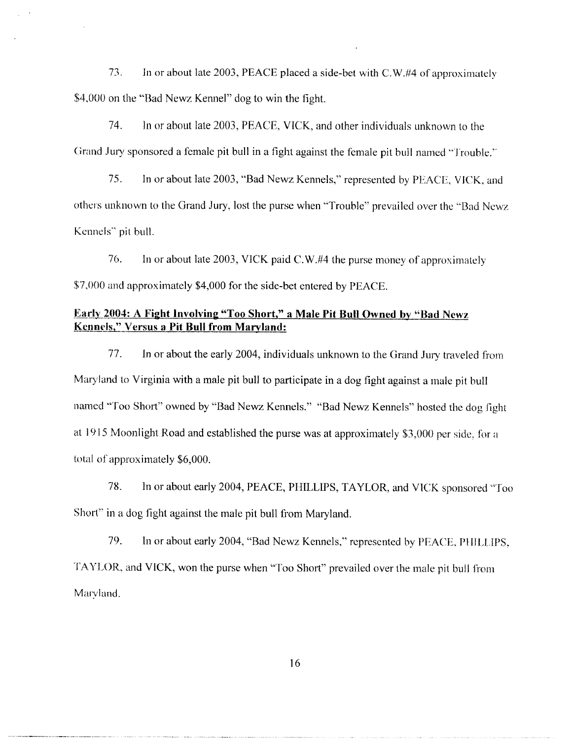73. In or about late 2003, PEACE placed a side-bet with C.W.#4 of approximately $4,000 on the "Bad Newz Kennel" dog to win the fight.

74. In or about late 2003, PEACE, VICK, and other individuals unknown to the Grand Jury sponsored a female pit bull in a fight against the female pit bull named "Trouble."

75. In or about late 2003, "Bad Newz Kennels," represented by PEACE, VICK, and others unknown to the Grand Jury, lost the purse when "Trouble" prevailed over the "Bad Newz Kennels" pit bull.

76. In or about late 2003, VICK paid C.W.#4 the purse money of approximately $7,000 and approximately $4,000 for the side-bet entered by PEACE.

**Early 2004: A Fight Involving "Too Short," a Male Pit Bull Owned by "Bad Newz Kennels," Versus a Pit Bull from Maryland:**

77. In or about the early 2004, individuals unknown to the Grand Jury traveled from Maryland to Virginia with a male pit bull to participate in a dog fight against a male pit bull named "Too Short" owned by "Bad Newz Kennels." "Bad Newz Kennels" hosted the dog fight at 1915 Moonlight Road and established the purse was at approximately $3,000 per side, for a total of approximately $6,000.

78. In or about early 2004, PEACE, PHILLIPS, TAYLOR, and VICK sponsored "Too Short" in a dog fight against the male pit bull from Maryland.

79. In or about early 2004, "Bad Newz Kennels," represented by PEACE, PHILLIPS, TAYLOR, and VICK, won the purse when "Too Short" prevailed over the male pit bull from Maryland.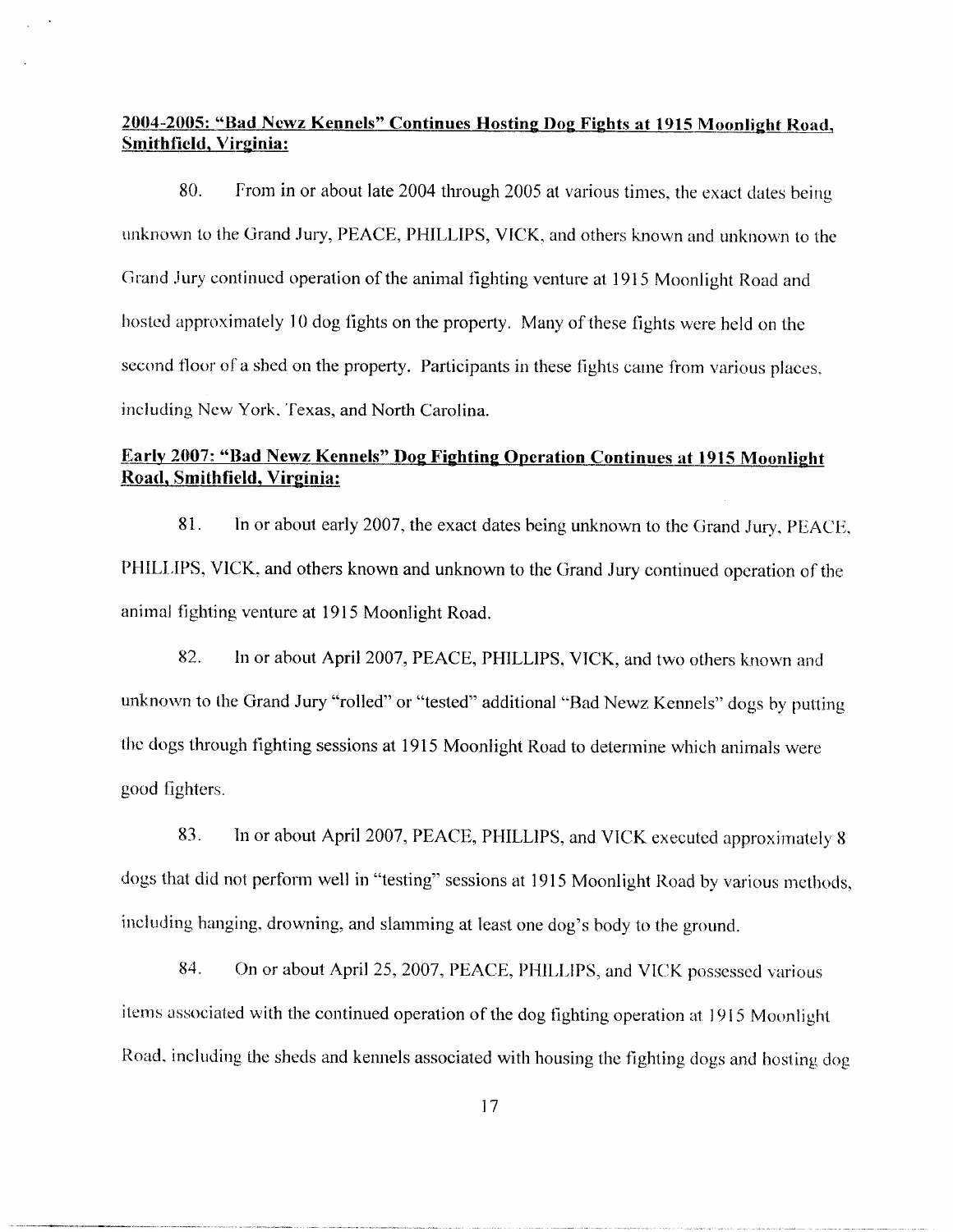**2004-2005: "Bad Newz Kennels" Continues Hosting Dog Fights at 1915 Moonlight Road, Smithfield, Virginia:**

80. From in or about late 2004 through 2005 at various times, the exact dates being unknown to the Grand Jury, PEACE, PHILLIPS, VICK, and others known and unknown to the Grand Jury continued operation of the animal fighting venture at 1915 Moonlight Road and hosted approximately 10 dog fights on the property. Many of these fights were held on the second floor of a shed on the property. Participants in these fights came from various places, including New York, Texas, and North Carolina.

**Early 2007: "Bad Newz Kennels" Dog Fighting Operation Continues at 1915 Moonlight Road, Smithfield, Virginia:**

81. In or about early 2007, the exact dates being unknown to the Grand Jury, PEACE, PHILLIPS, VICK, and others known and unknown to the Grand Jury continued operation of the animal fighting venture at 1915 Moonlight Road.

82. In or about April 2007, PEACE, PHILLIPS, VICK, and two others known and unknown to the Grand Jury "rolled" or "tested" additional "Bad Newz Kennels" dogs by putting the dogs through fighting sessions at 1915 Moonlight Road to determine which animals were good fighters.

83. In or about April 2007, PEACE, PHILLIPS, and VICK executed approximately 8 dogs that did not perform well in "testing" sessions at 1915 Moonlight Road by various methods, including hanging, drowning, and slamming at least one dog's body to the ground.

84. On or about April 25, 2007, PEACE, PHILLIPS, and VICK possessed various items associated with the continued operation of the dog fighting operation at 1915 Moonlight Road, including the sheds and kennels associated with housing the fighting dogs and hosting dog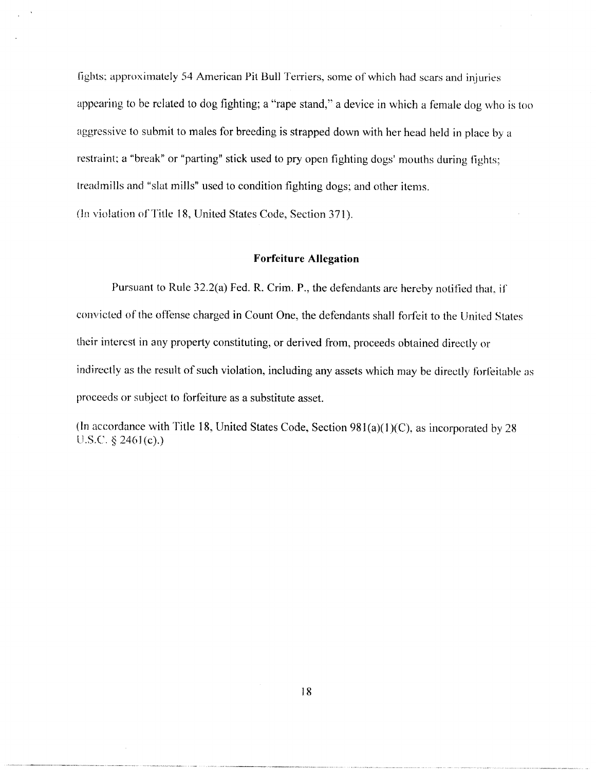fights; approximately 54 American Pit Bull Terriers, some of which had scars and injuries appearing to be related to dog fighting; a "rape stand," a device in which a female dog who is too aggressive to submit to males for breeding is strapped down with her head held in place by a restraint; a "break" or "parting" stick used to pry open fighting dogs' mouths during fights; treadmills and "slat mills" used to condition fighting dogs; and other items.

(In violation of Title 18, United States Code, Section 371).

**Forfeiture Allegation**

Pursuant to Rule 32.2(a) Fed. R. Crim. P., the defendants are hereby notified that, if convicted of the offense charged in Count One, the defendants shall forfeit to the United States their interest in any property constituting, or derived from, proceeds obtained directly or indirectly as the result of such violation, including any assets which may be directly forfeitable as proceeds or subject to forfeiture as a substitute asset.

(In accordance with Title 18, United States Code, Section 981(a)(1)(C), as incorporated by 28 U.S.C. § 2461(c).)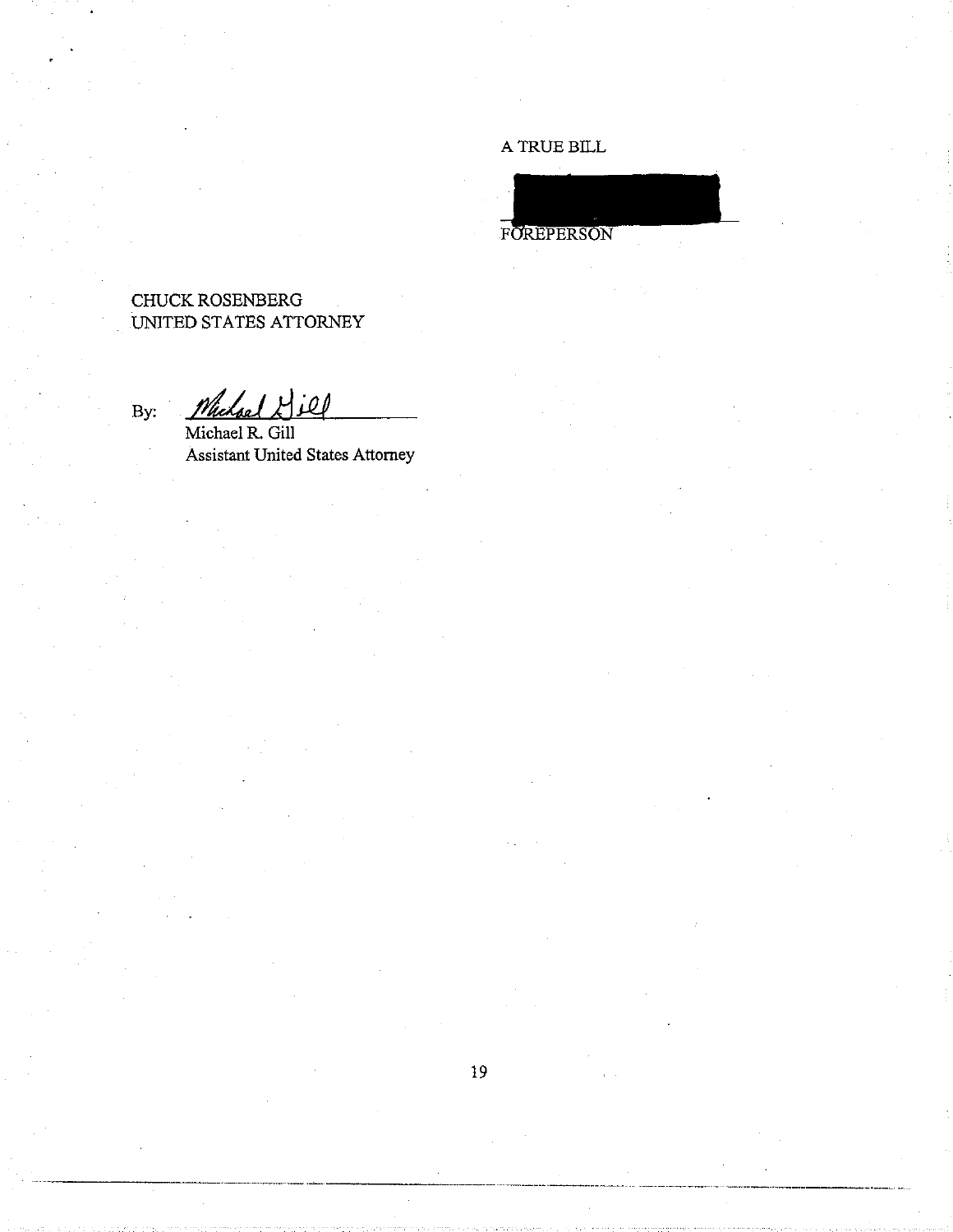A TRUE BILL

FOREPERSON

CHUCK ROSENBERG
UNITED STATES ATTORNEY

By: Michael R. Gill
Michael R. Gill
Assistant United States Attorney